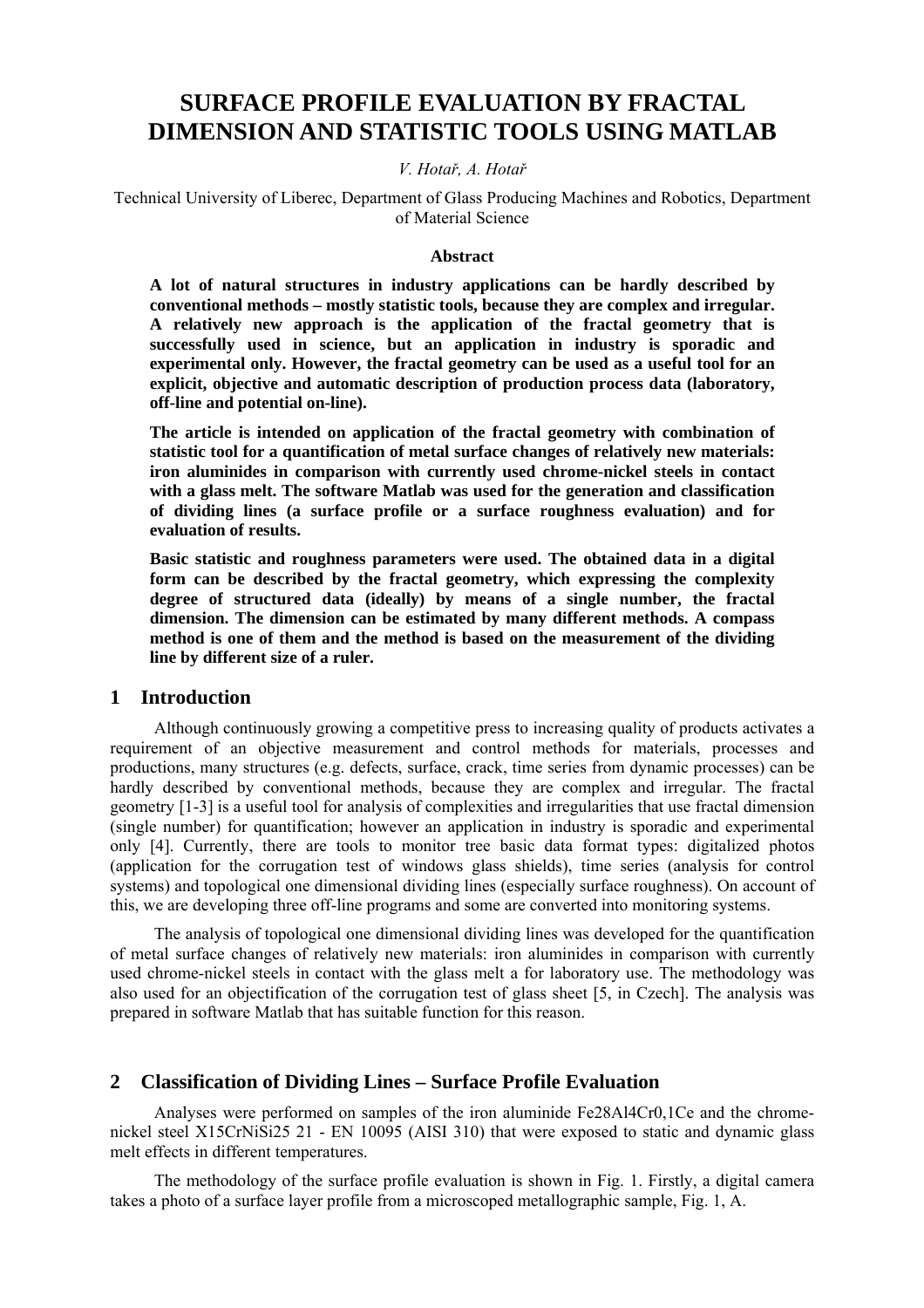# SURFACE PROFILE EVALUATION BY FRACTAL DIMENSION AND STATISTIC TOOLS USING MATLAB

*V. Hotař, A. Hotař*

Technical University of Liberec, Department of Glass Producing Machines and Robotics, Department of Material Science

**Abstract**

**A lot of natural structures in industry applications can be hardly described by conventional methods – mostly statistic tools, because they are complex and irregular. A relatively new approach is the application of the fractal geometry that is successfully used in science, but an application in industry is sporadic and experimental only. However, the fractal geometry can be used as a useful tool for an explicit, objective and automatic description of production process data (laboratory, off-line and potential on-line).**

**The article is intended on application of the fractal geometry with combination of statistic tool for a quantification of metal surface changes of relatively new materials: iron aluminides in comparison with currently used chrome-nickel steels in contact with a glass melt. The software Matlab was used for the generation and classification of dividing lines (a surface profile or a surface roughness evaluation) and for evaluation of results.**

**Basic statistic and roughness parameters were used. The obtained data in a digital form can be described by the fractal geometry, which expressing the complexity degree of structured data (ideally) by means of a single number, the fractal dimension. The dimension can be estimated by many different methods. A compass method is one of them and the method is based on the measurement of the dividing line by different size of a ruler.**

## 1 Introduction

Although continuously growing a competitive press to increasing quality of products activates a requirement of an objective measurement and control methods for materials, processes and productions, many structures (e.g. defects, surface, crack, time series from dynamic processes) can be hardly described by conventional methods, because they are complex and irregular. The fractal geometry [1-3] is a useful tool for analysis of complexities and irregularities that use fractal dimension (single number) for quantification; however an application in industry is sporadic and experimental only [4]. Currently, there are tools to monitor tree basic data format types: digitalized photos (application for the corrugation test of windows glass shields), time series (analysis for control systems) and topological one dimensional dividing lines (especially surface roughness). On account of this, we are developing three off-line programs and some are converted into monitoring systems.

The analysis of topological one dimensional dividing lines was developed for the quantification of metal surface changes of relatively new materials: iron aluminides in comparison with currently used chrome-nickel steels in contact with the glass melt a for laboratory use. The methodology was also used for an objectification of the corrugation test of glass sheet [5, in Czech]. The analysis was prepared in software Matlab that has suitable function for this reason.

## 2 Classification of Dividing Lines – Surface Profile Evaluation

Analyses were performed on samples of the iron aluminide Fe28Al4Cr0,1Ce and the chrome-nickel steel X15CrNiSi25 21 - EN 10095 (AISI 310) that were exposed to static and dynamic glass melt effects in different temperatures.

The methodology of the surface profile evaluation is shown in Fig. 1. Firstly, a digital camera takes a photo of a surface layer profile from a microscoped metallographic sample, Fig. 1, A.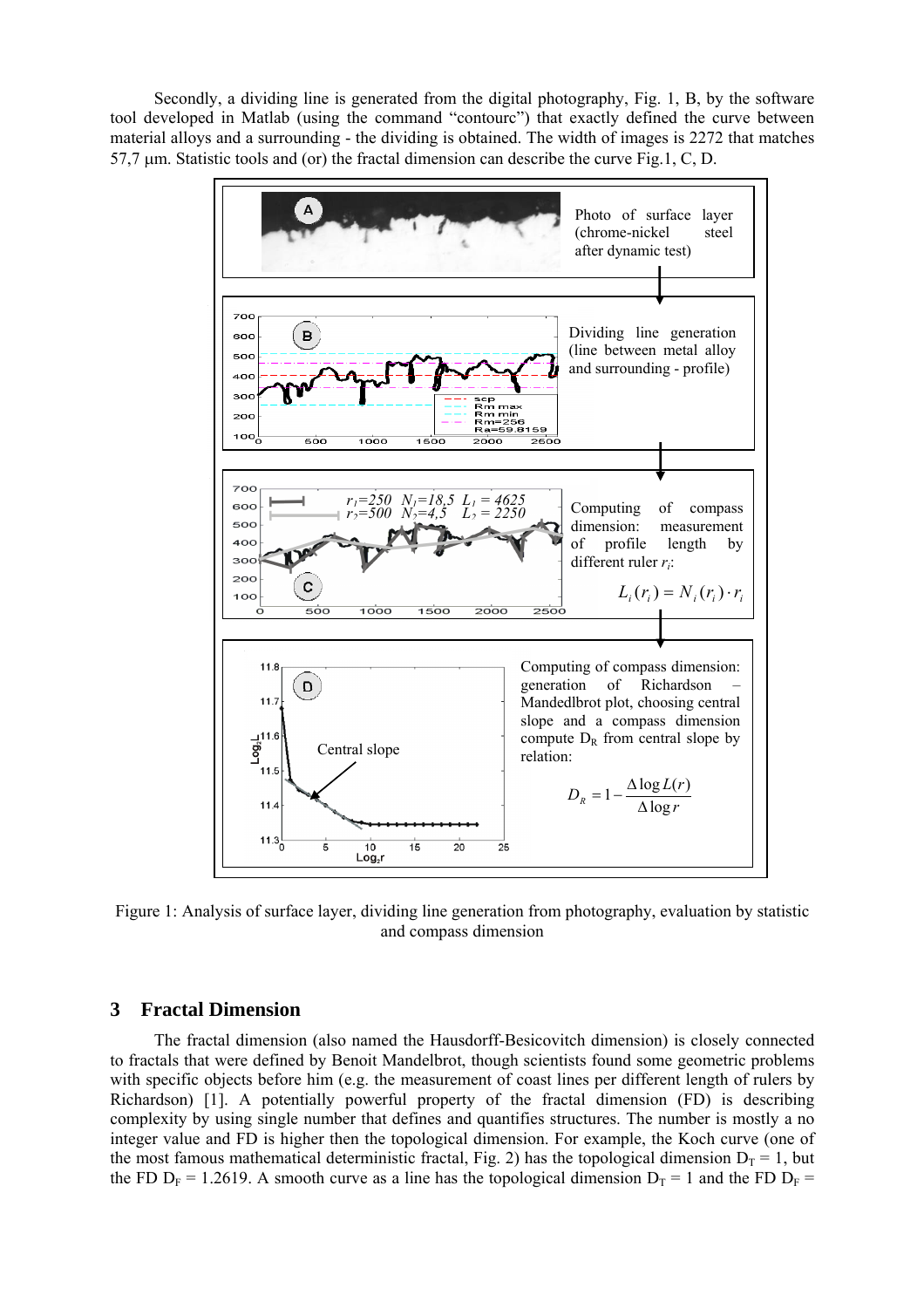Secondly, a dividing line is generated from the digital photography, Fig. 1, B, by the software tool developed in Matlab (using the command "contourc") that exactly defined the curve between material alloys and a surrounding - the dividing is obtained. The width of images is 2272 that matches 57,7 μm. Statistic tools and (or) the fractal dimension can describe the curve Fig.1, C, D.

Photo of surface layer (chrome-nickel steel after dynamic test)

Dividing line generation (line between metal alloy and surrounding - profile)

Computing of compass dimension: measurement of profile length by different ruler $r_i$:

$$L_i(r_i) = N_i(r_i) \cdot r_i$$

Computing of compass dimension: generation of Richardson – Mandedlbrot plot, choosing central slope and a compass dimension compute $D_R$ from central slope by relation:

$$D_R = 1 - \frac{\Delta \log L(r)}{\Delta \log r}$$

Figure 1: Analysis of surface layer, dividing line generation from photography, evaluation by statistic and compass dimension

## 3 Fractal Dimension

The fractal dimension (also named the Hausdorff-Besicovitch dimension) is closely connected to fractals that were defined by Benoit Mandelbrot, though scientists found some geometric problems with specific objects before him (e.g. the measurement of coast lines per different length of rulers by Richardson) [1]. A potentially powerful property of the fractal dimension (FD) is describing complexity by using single number that defines and quantifies structures. The number is mostly a no integer value and FD is higher then the topological dimension. For example, the Koch curve (one of the most famous mathematical deterministic fractal, Fig. 2) has the topological dimension $D_T = 1$, but the FD $D_F = 1.2619$. A smooth curve as a line has the topological dimension $D_T = 1$ and the FD $D_F =$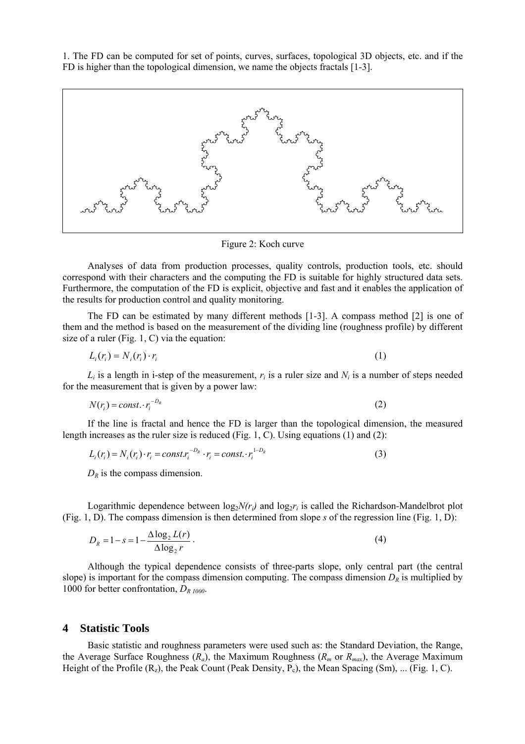1. The FD can be computed for set of points, curves, surfaces, topological 3D objects, etc. and if the FD is higher than the topological dimension, we name the objects fractals [1-3].

Figure 2: Koch curve

Analyses of data from production processes, quality controls, production tools, etc. should correspond with their characters and the computing the FD is suitable for highly structured data sets. Furthermore, the computation of the FD is explicit, objective and fast and it enables the application of the results for production control and quality monitoring.

The FD can be estimated by many different methods [1-3]. A compass method [2] is one of them and the method is based on the measurement of the dividing line (roughness profile) by different size of a ruler (Fig. 1, C) via the equation:

$$L_i(r_i) = N_i(r_i) \cdot r_i \tag{1}$$

$L_i$ is a length in i-step of the measurement, $r_i$ is a ruler size and $N_i$ is a number of steps needed for the measurement that is given by a power law:

$$N(r_i) = const. \cdot r_i^{-D_R} \tag{2}$$

If the line is fractal and hence the FD is larger than the topological dimension, the measured length increases as the ruler size is reduced (Fig. 1, C). Using equations (1) and (2):

$$L_i(r_i) = N_i(r_i) \cdot r_i = const. r_i^{-D_R} \cdot r_i = const. \cdot r_i^{1-D_R} \tag{3}$$

$D_R$ is the compass dimension.

Logarithmic dependence between $\log_2 N(r_i)$ and $\log_2 r_i$ is called the Richardson-Mandelbrot plot (Fig. 1, D). The compass dimension is then determined from slope $s$ of the regression line (Fig. 1, D):

$$D_R = 1 - s = 1 - \frac{\Delta \log_2 L(r)}{\Delta \log_2 r}. \tag{4}$$

Although the typical dependence consists of three-parts slope, only central part (the central slope) is important for the compass dimension computing. The compass dimension $D_R$ is multiplied by 1000 for better confrontation, $D_{R\,1000}$.

## 4 Statistic Tools

Basic statistic and roughness parameters were used such as: the Standard Deviation, the Range, the Average Surface Roughness ($R_a$), the Maximum Roughness ($R_m$ or $R_{max}$), the Average Maximum Height of the Profile ($R_z$), the Peak Count (Peak Density, $P_c$), the Mean Spacing (Sm), ... (Fig. 1, C).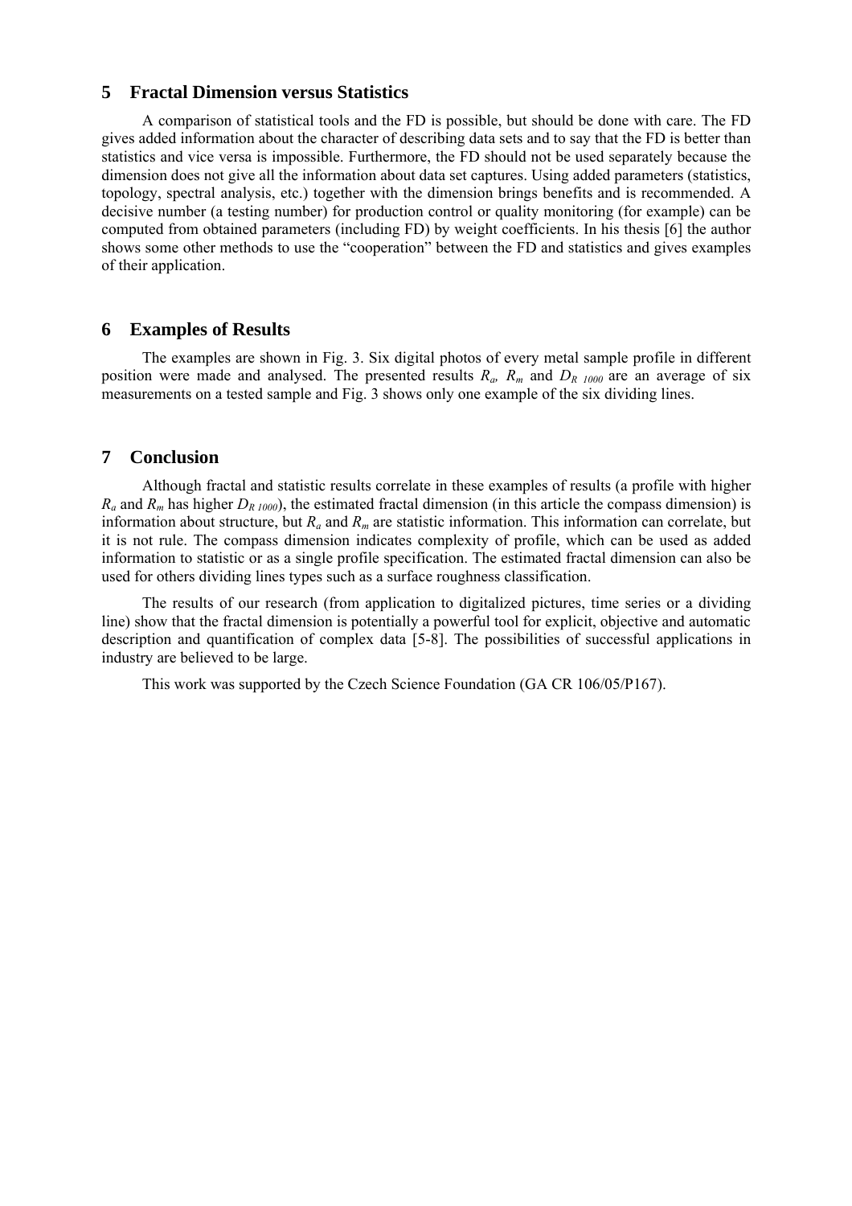## 5 Fractal Dimension versus Statistics

A comparison of statistical tools and the FD is possible, but should be done with care. The FD gives added information about the character of describing data sets and to say that the FD is better than statistics and vice versa is impossible. Furthermore, the FD should not be used separately because the dimension does not give all the information about data set captures. Using added parameters (statistics, topology, spectral analysis, etc.) together with the dimension brings benefits and is recommended. A decisive number (a testing number) for production control or quality monitoring (for example) can be computed from obtained parameters (including FD) by weight coefficients. In his thesis [6] the author shows some other methods to use the "cooperation" between the FD and statistics and gives examples of their application.

## 6 Examples of Results

The examples are shown in Fig. 3. Six digital photos of every metal sample profile in different position were made and analysed. The presented results $R_a$, $R_m$ and $D_{R\ 1000}$ are an average of six measurements on a tested sample and Fig. 3 shows only one example of the six dividing lines.

## 7 Conclusion

Although fractal and statistic results correlate in these examples of results (a profile with higher $R_a$ and $R_m$ has higher $D_{R\ 1000}$), the estimated fractal dimension (in this article the compass dimension) is information about structure, but $R_a$ and $R_m$ are statistic information. This information can correlate, but it is not rule. The compass dimension indicates complexity of profile, which can be used as added information to statistic or as a single profile specification. The estimated fractal dimension can also be used for others dividing lines types such as a surface roughness classification.

The results of our research (from application to digitalized pictures, time series or a dividing line) show that the fractal dimension is potentially a powerful tool for explicit, objective and automatic description and quantification of complex data [5-8]. The possibilities of successful applications in industry are believed to be large.

This work was supported by the Czech Science Foundation (GA CR 106/05/P167).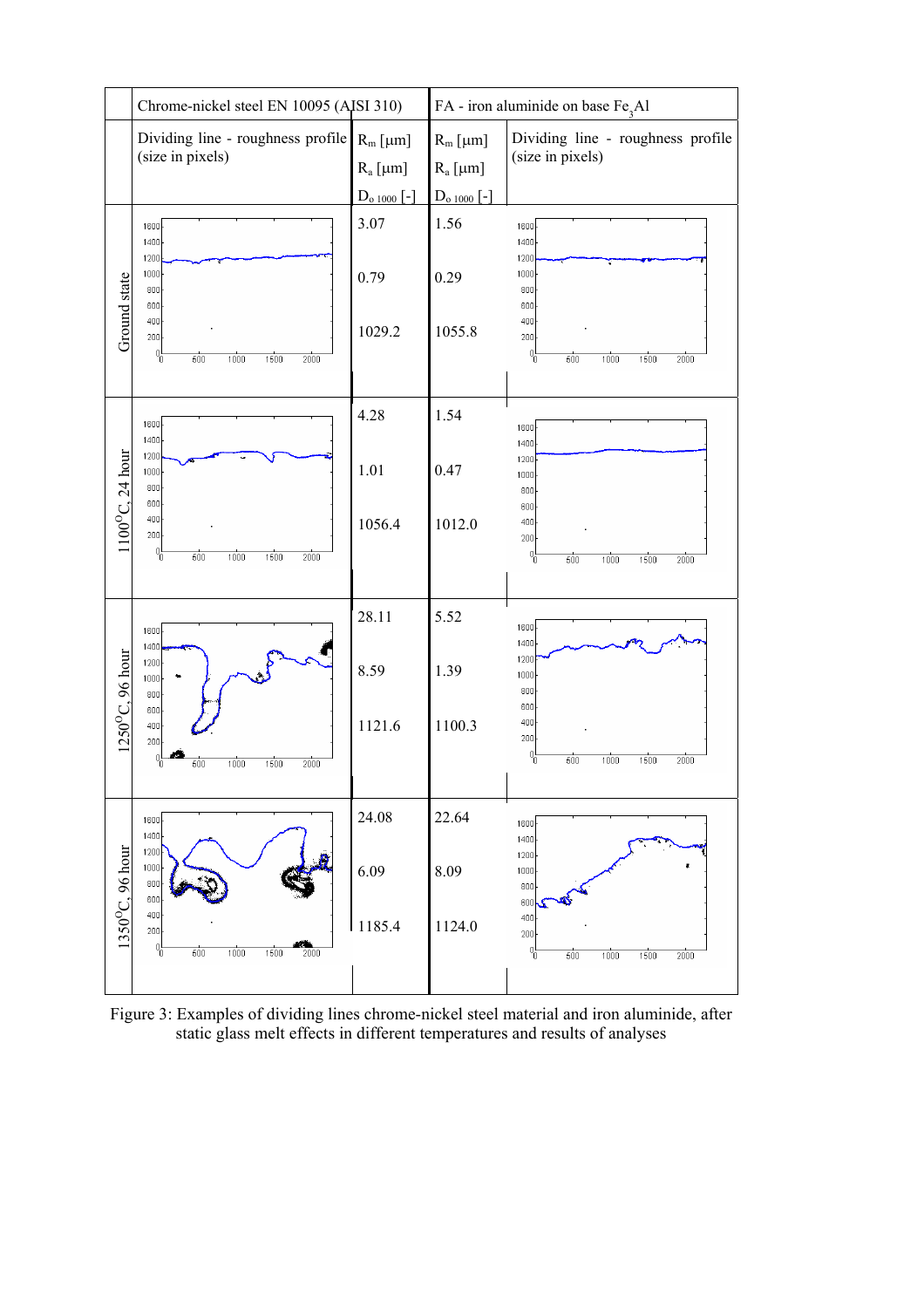| | Chrome-nickel steel EN 10095 (AISI 310) | | FA - iron aluminide on base $Fe_3Al$ | |
|---|---|---|---|---|
| | Dividing line - roughness profile (size in pixels) | $R_m$ [μm]<br>$R_a$ [μm]<br>$D_{o\ 1000}$ [-] | $R_m$ [μm]<br>$R_a$ [μm]<br>$D_{o\ 1000}$ [-] | Dividing line - roughness profile (size in pixels) |
| Ground state | | 3.07<br>0.79<br>1029.2 | 1.56<br>0.29<br>1055.8 | |
| 1100°C, 24 hour | | 4.28<br>1.01<br>1056.4 | 1.54<br>0.47<br>1012.0 | |
| 1250°C, 96 hour | | 28.11<br>8.59<br>1121.6 | 5.52<br>1.39<br>1100.3 | |
| 1350°C, 96 hour | | 24.08<br>6.09<br>1185.4 | 22.64<br>8.09<br>1124.0 | |

Figure 3: Examples of dividing lines chrome-nickel steel material and iron aluminide, after static glass melt effects in different temperatures and results of analyses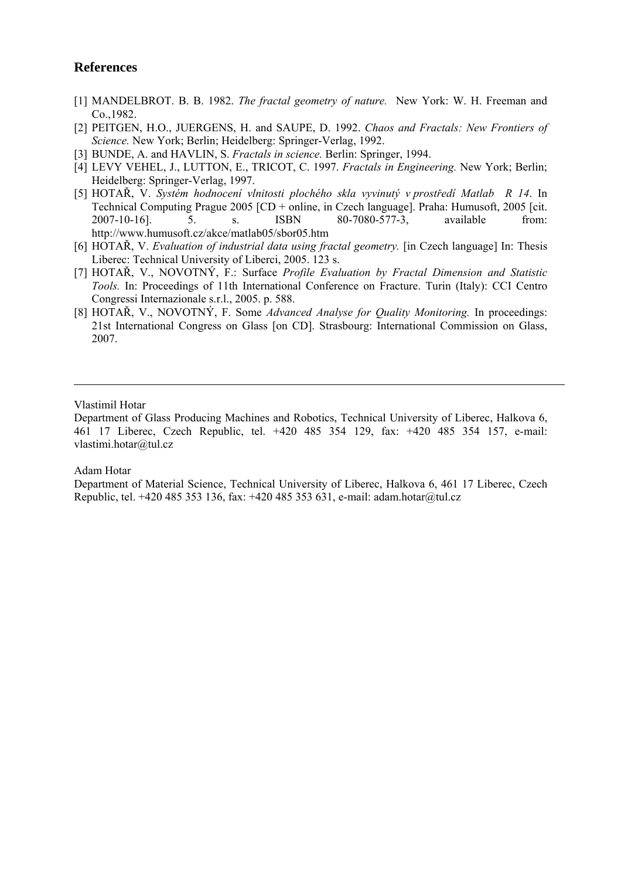## References

[1] MANDELBROT. B. B. 1982. *The fractal geometry of nature.* New York: W. H. Freeman and Co.,1982.

[2] PEITGEN, H.O., JUERGENS, H. and SAUPE, D. 1992. *Chaos and Fractals: New Frontiers of Science.* New York; Berlin; Heidelberg: Springer-Verlag, 1992.

[3] BUNDE, A. and HAVLIN, S. *Fractals in science.* Berlin: Springer, 1994.

[4] LEVY VEHEL, J., LUTTON, E., TRICOT, C. 1997. *Fractals in Engineering.* New York; Berlin; Heidelberg: Springer-Verlag, 1997.

[5] HOTAŘ, V. *Systém hodnocení vlnitosti plochého skla vyvinutý v prostředí Matlab R 14*. In Technical Computing Prague 2005 [CD + online, in Czech language]. Praha: Humusoft, 2005 [cit. 2007-10-16]. 5. s. ISBN 80-7080-577-3, available from: http://www.humusoft.cz/akce/matlab05/sbor05.htm

[6] HOTAŘ, V. *Evaluation of industrial data using fractal geometry.* [in Czech language] In: Thesis Liberec: Technical University of Liberci, 2005. 123 s.

[7] HOTAŘ, V., NOVOTNÝ, F.: Surface *Profile Evaluation by Fractal Dimension and Statistic Tools.* In: Proceedings of 11th International Conference on Fracture. Turin (Italy): CCI Centro Congressi Internazionale s.r.l., 2005. p. 588.

[8] HOTAŘ, V., NOVOTNÝ, F. Some *Advanced Analyse for Quality Monitoring.* In proceedings: 21st International Congress on Glass [on CD]. Strasbourg: International Commission on Glass, 2007.

---

Vlastimil Hotar

Department of Glass Producing Machines and Robotics, Technical University of Liberec, Halkova 6, 461 17 Liberec, Czech Republic, tel. +420 485 354 129, fax: +420 485 354 157, e-mail: vlastimi.hotar@tul.cz

Adam Hotar

Department of Material Science, Technical University of Liberec, Halkova 6, 461 17 Liberec, Czech Republic, tel. +420 485 353 136, fax: +420 485 353 631, e-mail: adam.hotar@tul.cz